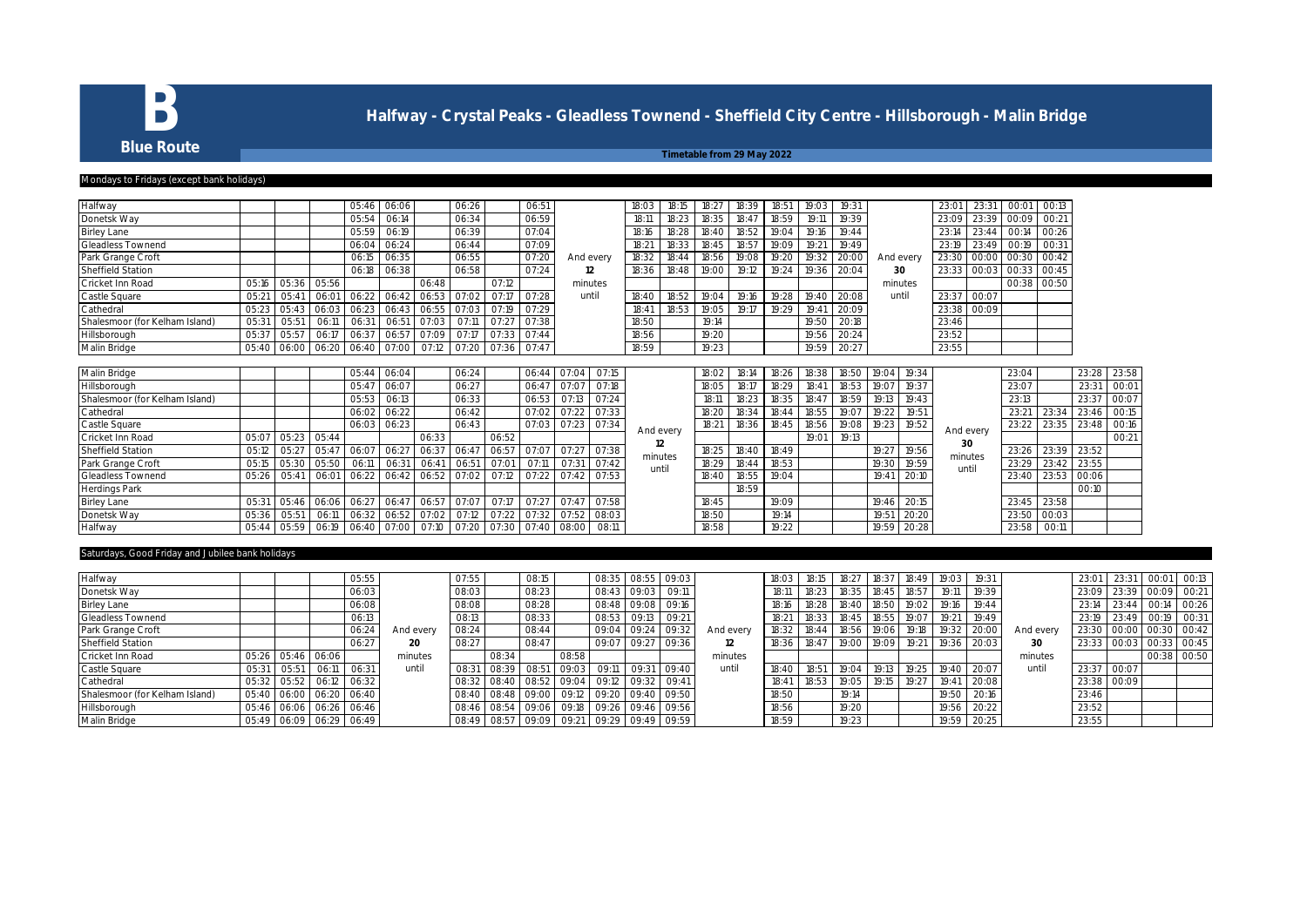# B

**Blue Route**

## Halfway - Crystal Peaks - Gleadless Townend - Sheffield City Centre - Hillsborough - Malin Bridge

**Timetable from 29 May 2022**

### Mondays to Fridays (except bank holidays)

| Halfway | | | | 05:46 | 06:06 | | 06:26 | | 06:51 | And every 12 minutes until | 18:03 | 18:15 | 18:27 | 18:39 | 18:51 | 19:03 | 19:31 | And every 30 minutes until | 23:01 | 23:31 | 00:01 | 00:13 |
|---|---|---|---|---|---|---|---|---|---|---|---|---|---|---|---|---|---|---|---|---|---|---|
| Donetsk Way | | | | 05:54 | 06:14 | | 06:34 | | 06:59 | | 18:11 | 18:23 | 18:35 | 18:47 | 18:59 | 19:11 | 19:39 | | 23:09 | 23:39 | 00:09 | 00:21 |
| Birley Lane | | | | 05:59 | 06:19 | | 06:39 | | 07:04 | | 18:16 | 18:28 | 18:40 | 18:52 | 19:04 | 19:16 | 19:44 | | 23:14 | 23:44 | 00:14 | 00:26 |
| Gleadless Townend | | | | 06:04 | 06:24 | | 06:44 | | 07:09 | | 18:21 | 18:33 | 18:45 | 18:57 | 19:09 | 19:21 | 19:49 | | 23:19 | 23:49 | 00:19 | 00:31 |
| Park Grange Croft | | | | 06:15 | 06:35 | | 06:55 | | 07:20 | | 18:32 | 18:44 | 18:56 | 19:08 | 19:20 | 19:32 | 20:00 | | 23:30 | 00:00 | 00:30 | 00:42 |
| Sheffield Station | | | | 06:18 | 06:38 | | 06:58 | | 07:24 | | 18:36 | 18:48 | 19:00 | 19:12 | 19:24 | 19:36 | 20:04 | | 23:33 | 00:03 | 00:33 | 00:45 |
| Cricket Inn Road | 05:16 | 05:36 | 05:56 | | | 06:48 | | 07:12 | | | | | | | | | | | | | 00:38 | 00:50 |
| Castle Square | 05:21 | 05:41 | 06:01 | 06:22 | 06:42 | 06:53 | 07:02 | 07:17 | 07:28 | | 18:40 | 18:52 | 19:04 | 19:16 | 19:28 | 19:40 | 20:08 | | 23:37 | 00:07 | | |
| Cathedral | 05:23 | 05:43 | 06:03 | 06:23 | 06:43 | 06:55 | 07:03 | 07:19 | 07:29 | | 18:41 | 18:53 | 19:05 | 19:17 | 19:29 | 19:41 | 20:09 | | 23:38 | 00:09 | | |
| Shalesmoor (for Kelham Island) | 05:31 | 05:51 | 06:11 | 06:31 | 06:51 | 07:03 | 07:11 | 07:27 | 07:38 | | 18:50 | | 19:14 | | | 19:50 | 20:18 | | 23:46 | | | |
| Hillsborough | 05:37 | 05:57 | 06:17 | 06:37 | 06:57 | 07:09 | 07:17 | 07:33 | 07:44 | | 18:56 | | 19:20 | | | 19:56 | 20:24 | | 23:52 | | | |
| Malin Bridge | 05:40 | 06:00 | 06:20 | 06:40 | 07:00 | 07:12 | 07:20 | 07:36 | 07:47 | | 18:59 | | 19:23 | | | 19:59 | 20:27 | | 23:55 | | | |

| Malin Bridge | | | | 05:44 | 06:04 | | 06:24 | | 06:44 | 07:04 | 07:15 | And every 12 minutes until | 18:02 | 18:14 | 18:26 | 18:38 | 18:50 | 19:04 | 19:34 | And every 30 minutes until | 23:04 | | 23:28 | 23:58 |
|---|---|---|---|---|---|---|---|---|---|---|---|---|---|---|---|---|---|---|---|---|---|---|---|---|
| Hillsborough | | | | 05:47 | 06:07 | | 06:27 | | 06:47 | 07:07 | 07:18 | | 18:05 | 18:17 | 18:29 | 18:41 | 18:53 | 19:07 | 19:37 | | 23:07 | | 23:31 | 00:01 |
| Shalesmoor (for Kelham Island) | | | | 05:53 | 06:13 | | 06:33 | | 06:53 | 07:13 | 07:24 | | 18:11 | 18:23 | 18:35 | 18:47 | 18:59 | 19:13 | 19:43 | | 23:13 | | 23:37 | 00:07 |
| Cathedral | | | | 06:02 | 06:22 | | 06:42 | | 07:02 | 07:22 | 07:33 | | 18:20 | 18:34 | 18:44 | 18:55 | 19:07 | 19:22 | 19:51 | | 23:21 | 23:34 | 23:46 | 00:15 |
| Castle Square | | | | 06:03 | 06:23 | | 06:43 | | 07:03 | 07:23 | 07:34 | | 18:21 | 18:36 | 18:45 | 18:56 | 19:08 | 19:23 | 19:52 | | 23:22 | 23:35 | 23:48 | 00:16 |
| Cricket Inn Road | 05:07 | 05:23 | 05:44 | | | 06:33 | | 06:52 | | | | | | | | 19:01 | 19:13 | | | | | | | 00:21 |
| Sheffield Station | 05:12 | 05:27 | 05:47 | 06:07 | 06:27 | 06:37 | 06:47 | 06:57 | 07:07 | 07:27 | 07:38 | | 18:25 | 18:40 | 18:49 | | | 19:27 | 19:56 | | 23:26 | 23:39 | 23:52 | |
| Park Grange Croft | 05:15 | 05:30 | 05:50 | 06:11 | 06:31 | 06:41 | 06:51 | 07:01 | 07:11 | 07:31 | 07:42 | | 18:29 | 18:44 | 18:53 | | | 19:30 | 19:59 | | 23:29 | 23:42 | 23:55 | |
| Gleadless Townend | 05:26 | 05:41 | 06:01 | 06:22 | 06:42 | 06:52 | 07:02 | 07:12 | 07:22 | 07:42 | 07:53 | | 18:40 | 18:55 | 19:04 | | | 19:41 | 20:10 | | 23:40 | 23:53 | 00:06 | |
| Herdings Park | | | | | | | | | | | | | | 18:59 | | | | | | | | | 00:10 | |
| Birley Lane | 05:31 | 05:46 | 06:06 | 06:27 | 06:47 | 06:57 | 07:07 | 07:17 | 07:27 | 07:47 | 07:58 | | 18:45 | | 19:09 | | | 19:46 | 20:15 | | 23:45 | 23:58 | | |
| Donetsk Way | 05:36 | 05:51 | 06:11 | 06:32 | 06:52 | 07:02 | 07:12 | 07:22 | 07:32 | 07:52 | 08:03 | | 18:50 | | 19:14 | | | 19:51 | 20:20 | | 23:50 | 00:03 | | |
| Halfway | 05:44 | 05:59 | 06:19 | 06:40 | 07:00 | 07:10 | 07:20 | 07:30 | 07:40 | 08:00 | 08:11 | | 18:58 | | 19:22 | | | 19:59 | 20:28 | | 23:58 | 00:11 | | |

### Saturdays, Good Friday and Jubilee bank holidays

| Halfway | | | | 05:55 | And every 20 minutes until | 07:55 | | 08:15 | | 08:35 | 08:55 | 09:03 | And every 12 minutes until | 18:03 | 18:15 | 18:27 | 18:37 | 18:49 | 19:03 | 19:31 | And every 30 minutes until | 23:01 | 23:31 | 00:01 | 00:13 |
|---|---|---|---|---|---|---|---|---|---|---|---|---|---|---|---|---|---|---|---|---|---|---|---|---|---|
| Donetsk Way | | | | 06:03 | | 08:03 | | 08:23 | | 08:43 | 09:03 | 09:11 | | 18:11 | 18:23 | 18:35 | 18:45 | 18:57 | 19:11 | 19:39 | | 23:09 | 23:39 | 00:09 | 00:21 |
| Birley Lane | | | | 06:08 | | 08:08 | | 08:28 | | 08:48 | 09:08 | 09:16 | | 18:16 | 18:28 | 18:40 | 18:50 | 19:02 | 19:16 | 19:44 | | 23:14 | 23:44 | 00:14 | 00:26 |
| Gleadless Townend | | | | 06:13 | | 08:13 | | 08:33 | | 08:53 | 09:13 | 09:21 | | 18:21 | 18:33 | 18:45 | 18:55 | 19:07 | 19:21 | 19:49 | | 23:19 | 23:49 | 00:19 | 00:31 |
| Park Grange Croft | | | | 06:24 | | 08:24 | | 08:44 | | 09:04 | 09:24 | 09:32 | | 18:32 | 18:44 | 18:56 | 19:06 | 19:18 | 19:32 | 20:00 | | 23:30 | 00:00 | 00:30 | 00:42 |
| Sheffield Station | | | | 06:27 | | 08:27 | | 08:47 | | 09:07 | 09:27 | 09:36 | | 18:36 | 18:47 | 19:00 | 19:09 | 19:21 | 19:36 | 20:03 | | 23:33 | 00:03 | 00:33 | 00:45 |
| Cricket Inn Road | 05:26 | 05:46 | 06:06 | | | | 08:34 | | 08:58 | | | | | | | | | | | | | | | 00:38 | 00:50 |
| Castle Square | 05:31 | 05:51 | 06:11 | 06:31 | | 08:31 | 08:39 | 08:51 | 09:03 | 09:11 | 09:31 | 09:40 | | 18:40 | 18:51 | 19:04 | 19:13 | 19:25 | 19:40 | 20:07 | | 23:37 | 00:07 | | |
| Cathedral | 05:32 | 05:52 | 06:12 | 06:32 | | 08:32 | 08:40 | 08:52 | 09:04 | 09:12 | 09:32 | 09:41 | | 18:41 | 18:53 | 19:05 | 19:15 | 19:27 | 19:41 | 20:08 | | 23:38 | 00:09 | | |
| Shalesmoor (for Kelham Island) | 05:40 | 06:00 | 06:20 | 06:40 | | 08:40 | 08:48 | 09:00 | 09:12 | 09:20 | 09:40 | 09:50 | | 18:50 | | 19:14 | | | 19:50 | 20:16 | | 23:46 | | | |
| Hillsborough | 05:46 | 06:06 | 06:26 | 06:46 | | 08:46 | 08:54 | 09:06 | 09:18 | 09:26 | 09:46 | 09:56 | | 18:56 | | 19:20 | | | 19:56 | 20:22 | | 23:52 | | | |
| Malin Bridge | 05:49 | 06:09 | 06:29 | 06:49 | | 08:49 | 08:57 | 09:09 | 09:21 | 09:29 | 09:49 | 09:59 | | 18:59 | | 19:23 | | | 19:59 | 20:25 | | 23:55 | | | |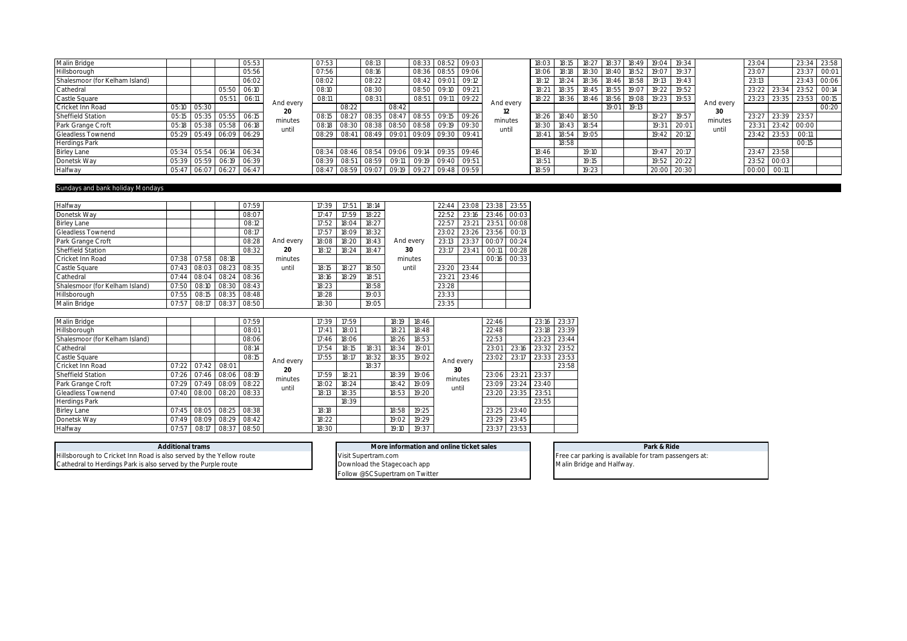| | | | | | | | | | | | | | | | | | | | | | | | | | |
|---|---|---|---|---|---|---|---|---|---|---|---|---|---|---|---|---|---|---|---|---|---|---|---|---|---|
| Malin Bridge | | | | 05:53 | | 07:53 | | 08:13 | | 08:33 | 08:52 | 09:03 | | 18:03 | 18:15 | 18:27 | 18:37 | 18:49 | 19:04 | 19:34 | | 23:04 | | 23:34 | 23:58 |
| Hillsborough | | | | 05:56 | | 07:56 | | 08:16 | | 08:36 | 08:55 | 09:06 | | 18:06 | 18:18 | 18:30 | 18:40 | 18:52 | 19:07 | 19:37 | | 23:07 | | 23:37 | 00:01 |
| Shalesmoor (for Kelham Island) | | | | 06:02 | | 08:02 | | 08:22 | | 08:42 | 09:01 | 09:12 | | 18:12 | 18:24 | 18:36 | 18:46 | 18:58 | 19:13 | 19:43 | | 23:13 | | 23:43 | 00:06 |
| Cathedral | | | 05:50 | 06:10 | | 08:10 | | 08:30 | | 08:50 | 09:10 | 09:21 | | 18:21 | 18:35 | 18:45 | 18:55 | 19:07 | 19:22 | 19:52 | | 23:22 | 23:34 | 23:52 | 00:14 |
| Castle Square | | | 05:51 | 06:11 | And every | 08:11 | | 08:31 | | 08:51 | 09:11 | 09:22 | And every | 18:22 | 18:36 | 18:46 | 18:56 | 19:08 | 19:23 | 19:53 | And every | 23:23 | 23:35 | 23:53 | 00:15 |
| Cricket Inn Road | 05:10 | 05:30 | | | 20 | | 08:22 | | 08:42 | | | | 12 | | | | 19:01 | 19:13 | | | 30 | | | | 00:20 |
| Sheffield Station | 05:15 | 05:35 | 05:55 | 06:15 | minutes | 08:15 | 08:27 | 08:35 | 08:47 | 08:55 | 09:15 | 09:26 | minutes | 18:26 | 18:40 | 18:50 | | | 19:27 | 19:57 | minutes | 23:27 | 23:39 | 23:57 | |
| Park Grange Croft | 05:18 | 05:38 | 05:58 | 06:18 | until | 08:18 | 08:30 | 08:38 | 08:50 | 08:58 | 09:19 | 09:30 | until | 18:30 | 18:43 | 18:54 | | | 19:31 | 20:01 | until | 23:31 | 23:42 | 00:00 | |
| Gleadless Townend | 05:29 | 05:49 | 06:09 | 06:29 | | 08:29 | 08:41 | 08:49 | 09:01 | 09:09 | 09:30 | 09:41 | | 18:41 | 18:54 | 19:05 | | | 19:42 | 20:12 | | 23:42 | 23:53 | 00:11 | |
| Herdings Park | | | | | | | | | | | | | | | 18:58 | | | | | | | | | 00:15 | |
| Birley Lane | 05:34 | 05:54 | 06:14 | 06:34 | | 08:34 | 08:46 | 08:54 | 09:06 | 09:14 | 09:35 | 09:46 | | 18:46 | | 19:10 | | | 19:47 | 20:17 | | 23:47 | 23:58 | | |
| Donetsk Way | 05:39 | 05:59 | 06:19 | 06:39 | | 08:39 | 08:51 | 08:59 | 09:11 | 09:19 | 09:40 | 09:51 | | 18:51 | | 19:15 | | | 19:52 | 20:22 | | 23:52 | 00:03 | | |
| Halfway | 05:47 | 06:07 | 06:27 | 06:47 | | 08:47 | 08:59 | 09:07 | 09:19 | 09:27 | 09:48 | 09:59 | | 18:59 | | 19:23 | | | 20:00 | 20:30 | | 00:00 | 00:11 | | |

## Sundays and bank holiday Mondays

| | | | | | | | | | | | | | |
|---|---|---|---|---|---|---|---|---|---|---|---|---|---|
| Halfway | | | | 07:59 | | 17:39 | 17:51 | 18:14 | | 22:44 | 23:08 | 23:38 | 23:55 |
| Donetsk Way | | | | 08:07 | | 17:47 | 17:59 | 18:22 | | 22:52 | 23:16 | 23:46 | 00:03 |
| Birley Lane | | | | 08:12 | | 17:52 | 18:04 | 18:27 | | 22:57 | 23:21 | 23:51 | 00:08 |
| Gleadless Townend | | | | 08:17 | | 17:57 | 18:09 | 18:32 | | 23:02 | 23:26 | 23:56 | 00:13 |
| Park Grange Croft | | | | 08:28 | And every | 18:08 | 18:20 | 18:43 | And every | 23:13 | 23:37 | 00:07 | 00:24 |
| Sheffield Station | | | | 08:32 | 20 | 18:12 | 18:24 | 18:47 | 30 | 23:17 | 23:41 | 00:11 | 00:28 |
| Cricket Inn Road | 07:38 | 07:58 | 08:18 | | minutes | | | | minutes | | | 00:16 | 00:33 |
| Castle Square | 07:43 | 08:03 | 08:23 | 08:35 | until | 18:15 | 18:27 | 18:50 | until | 23:20 | 23:44 | | |
| Cathedral | 07:44 | 08:04 | 08:24 | 08:36 | | 18:16 | 18:29 | 18:51 | | 23:21 | 23:46 | | |
| Shalesmoor (for Kelham Island) | 07:50 | 08:10 | 08:30 | 08:43 | | 18:23 | | 18:58 | | 23:28 | | | |
| Hillsborough | 07:55 | 08:15 | 08:35 | 08:48 | | 18:28 | | 19:03 | | 23:33 | | | |
| Malin Bridge | 07:57 | 08:17 | 08:37 | 08:50 | | 18:30 | | 19:05 | | 23:35 | | | |

| | | | | | | | | | | | | | | | |
|---|---|---|---|---|---|---|---|---|---|---|---|---|---|---|---|
| Malin Bridge | | | | 07:59 | | 17:39 | 17:59 | | 18:19 | 18:46 | | 22:46 | | 23:16 | 23:37 |
| Hillsborough | | | | 08:01 | | 17:41 | 18:01 | | 18:21 | 18:48 | | 22:48 | | 23:18 | 23:39 |
| Shalesmoor (for Kelham Island) | | | | 08:06 | | 17:46 | 18:06 | | 18:26 | 18:53 | | 22:53 | | 23:23 | 23:44 |
| Cathedral | | | | 08:14 | | 17:54 | 18:15 | 18:31 | 18:34 | 19:01 | | 23:01 | 23:16 | 23:32 | 23:52 |
| Castle Square | | | | 08:15 | And every | 17:55 | 18:17 | 18:32 | 18:35 | 19:02 | And every | 23:02 | 23:17 | 23:33 | 23:53 |
| Cricket Inn Road | 07:22 | 07:42 | 08:01 | | 20 | | | 18:37 | | | 30 | | | | 23:58 |
| Sheffield Station | 07:26 | 07:46 | 08:06 | 08:19 | minutes | 17:59 | 18:21 | | 18:39 | 19:06 | minutes | 23:06 | 23:21 | 23:37 | |
| Park Grange Croft | 07:29 | 07:49 | 08:09 | 08:22 | until | 18:02 | 18:24 | | 18:42 | 19:09 | until | 23:09 | 23:24 | 23:40 | |
| Gleadless Townend | 07:40 | 08:00 | 08:20 | 08:33 | | 18:13 | 18:35 | | 18:53 | 19:20 | | 23:20 | 23:35 | 23:51 | |
| Herdings Park | | | | | | | 18:39 | | | | | | | 23:55 | |
| Birley Lane | 07:45 | 08:05 | 08:25 | 08:38 | | 18:18 | | | 18:58 | 19:25 | | 23:25 | 23:40 | | |
| Donetsk Way | 07:49 | 08:09 | 08:29 | 08:42 | | 18:22 | | | 19:02 | 19:29 | | 23:29 | 23:45 | | |
| Halfway | 07:57 | 08:17 | 08:37 | 08:50 | | 18:30 | | | 19:10 | 19:37 | | 23:37 | 23:53 | | |

**Additional trams**

Hillsborough to Cricket Inn Road is also served by the Yellow route
Cathedral to Herdings Park is also served by the Purple route

**More information and online ticket sales**

Visit Supertram.com
Download the Stagecoach app
Follow @SCSupertram on Twitter

**Park & Ride**

Free car parking is available for tram passengers at:
Malin Bridge and Halfway.